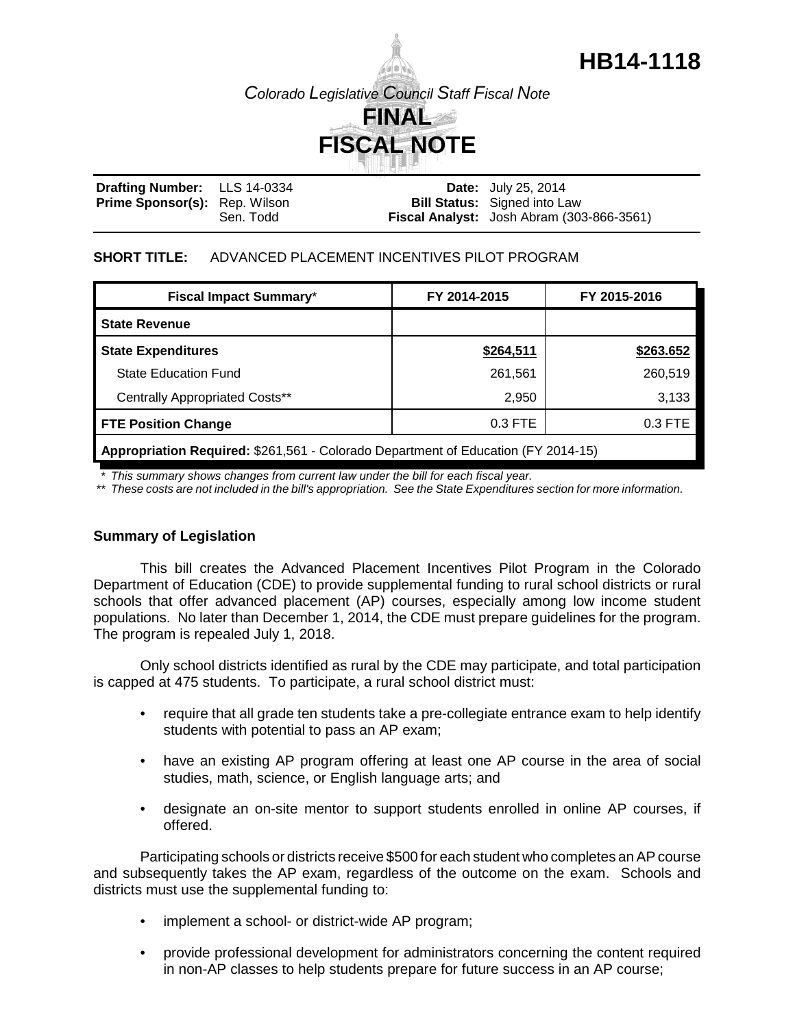# HB14-1118

*Colorado Legislative Council Staff Fiscal Note*

## FINAL FISCAL NOTE

**Drafting Number:** LLS 14-0334
**Prime Sponsor(s):** Rep. Wilson, Sen. Todd

**Date:** July 25, 2014
**Bill Status:** Signed into Law
**Fiscal Analyst:** Josh Abram (303-866-3561)

**SHORT TITLE:** ADVANCED PLACEMENT INCENTIVES PILOT PROGRAM

| Fiscal Impact Summary* | FY 2014-2015 | FY 2015-2016 |
|---|---|---|
| **State Revenue** | | |
| **State Expenditures** | **$264,511** | **$263.652** |
| State Education Fund | 261,561 | 260,519 |
| Centrally Appropriated Costs** | 2,950 | 3,133 |
| **FTE Position Change** | 0.3 FTE | 0.3 FTE |
| **Appropriation Required:** $261,561 - Colorado Department of Education (FY 2014-15) | | |

*\* This summary shows changes from current law under the bill for each fiscal year.*
*\*\* These costs are not included in the bill's appropriation. See the State Expenditures section for more information.*

### Summary of Legislation

This bill creates the Advanced Placement Incentives Pilot Program in the Colorado Department of Education (CDE) to provide supplemental funding to rural school districts or rural schools that offer advanced placement (AP) courses, especially among low income student populations. No later than December 1, 2014, the CDE must prepare guidelines for the program. The program is repealed July 1, 2018.

Only school districts identified as rural by the CDE may participate, and total participation is capped at 475 students. To participate, a rural school district must:

- require that all grade ten students take a pre-collegiate entrance exam to help identify students with potential to pass an AP exam;
- have an existing AP program offering at least one AP course in the area of social studies, math, science, or English language arts; and
- designate an on-site mentor to support students enrolled in online AP courses, if offered.

Participating schools or districts receive $500 for each student who completes an AP course and subsequently takes the AP exam, regardless of the outcome on the exam. Schools and districts must use the supplemental funding to:

- implement a school- or district-wide AP program;
- provide professional development for administrators concerning the content required in non-AP classes to help students prepare for future success in an AP course;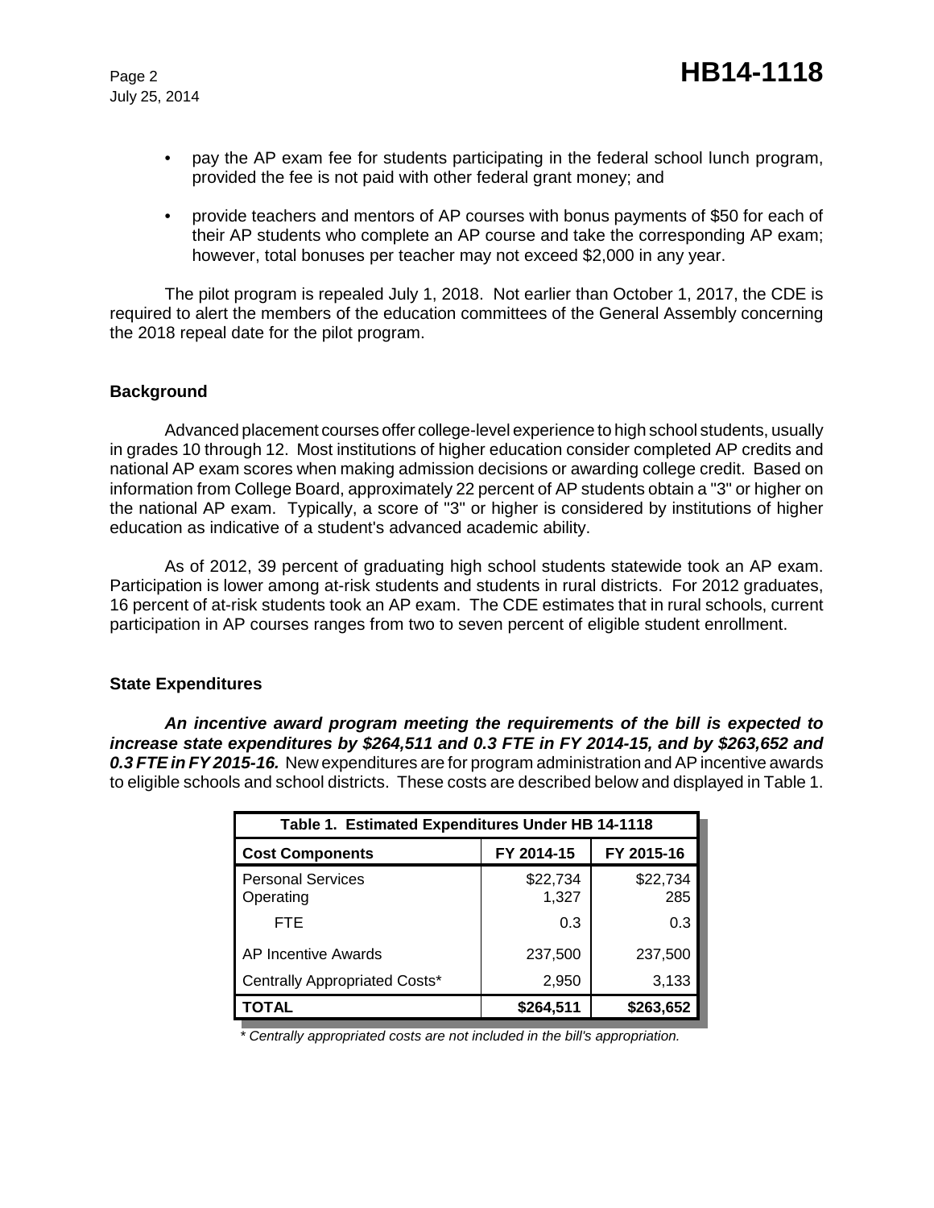- pay the AP exam fee for students participating in the federal school lunch program, provided the fee is not paid with other federal grant money; and
- provide teachers and mentors of AP courses with bonus payments of $50 for each of their AP students who complete an AP course and take the corresponding AP exam; however, total bonuses per teacher may not exceed $2,000 in any year.

The pilot program is repealed July 1, 2018. Not earlier than October 1, 2017, the CDE is required to alert the members of the education committees of the General Assembly concerning the 2018 repeal date for the pilot program.

### Background

Advanced placement courses offer college-level experience to high school students, usually in grades 10 through 12. Most institutions of higher education consider completed AP credits and national AP exam scores when making admission decisions or awarding college credit. Based on information from College Board, approximately 22 percent of AP students obtain a "3" or higher on the national AP exam. Typically, a score of "3" or higher is considered by institutions of higher education as indicative of a student's advanced academic ability.

As of 2012, 39 percent of graduating high school students statewide took an AP exam. Participation is lower among at-risk students and students in rural districts. For 2012 graduates, 16 percent of at-risk students took an AP exam. The CDE estimates that in rural schools, current participation in AP courses ranges from two to seven percent of eligible student enrollment.

### State Expenditures

***An incentive award program meeting the requirements of the bill is expected to increase state expenditures by $264,511 and 0.3 FTE in FY 2014-15, and by $263,652 and 0.3 FTE in FY 2015-16.*** New expenditures are for program administration and AP incentive awards to eligible schools and school districts. These costs are described below and displayed in Table 1.

**Table 1. Estimated Expenditures Under HB 14-1118**

| Cost Components | FY 2014-15 | FY 2015-16 |
|---|---|---|
| Personal Services | $22,734 | $22,734 |
| Operating | 1,327 | 285 |
| FTE | 0.3 | 0.3 |
| AP Incentive Awards | 237,500 | 237,500 |
| Centrally Appropriated Costs* | 2,950 | 3,133 |
| **TOTAL** | **$264,511** | **$263,652** |

*\* Centrally appropriated costs are not included in the bill's appropriation.*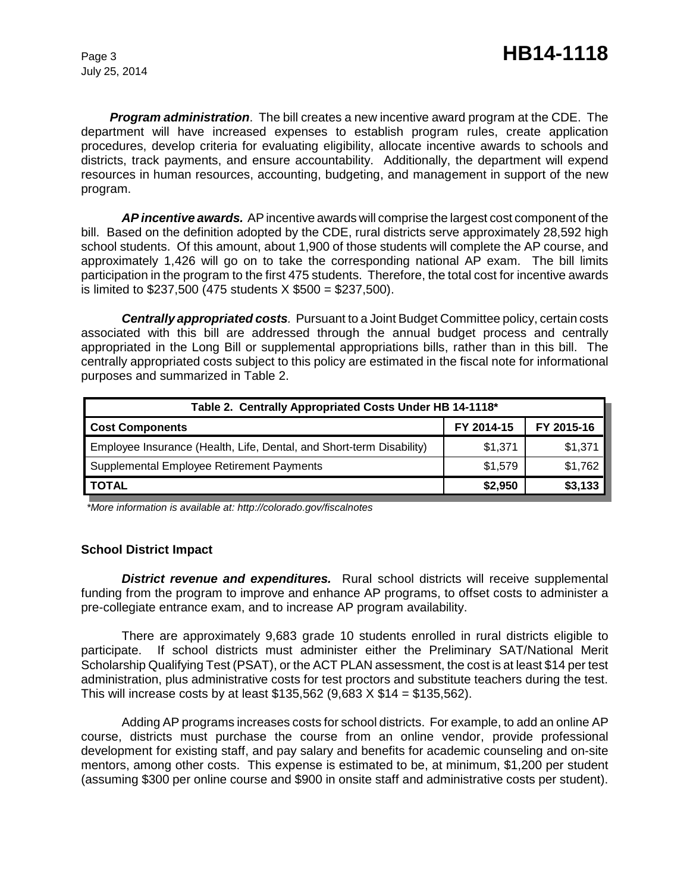***Program administration***. The bill creates a new incentive award program at the CDE. The department will have increased expenses to establish program rules, create application procedures, develop criteria for evaluating eligibility, allocate incentive awards to schools and districts, track payments, and ensure accountability. Additionally, the department will expend resources in human resources, accounting, budgeting, and management in support of the new program.

***AP incentive awards.*** AP incentive awards will comprise the largest cost component of the bill. Based on the definition adopted by the CDE, rural districts serve approximately 28,592 high school students. Of this amount, about 1,900 of those students will complete the AP course, and approximately 1,426 will go on to take the corresponding national AP exam. The bill limits participation in the program to the first 475 students. Therefore, the total cost for incentive awards is limited to $237,500 (475 students X $500 = $237,500).

***Centrally appropriated costs****.* Pursuant to a Joint Budget Committee policy, certain costs associated with this bill are addressed through the annual budget process and centrally appropriated in the Long Bill or supplemental appropriations bills, rather than in this bill. The centrally appropriated costs subject to this policy are estimated in the fiscal note for informational purposes and summarized in Table 2.

| Table 2. Centrally Appropriated Costs Under HB 14-1118* | | |
|---|---|---|
| **Cost Components** | **FY 2014-15** | **FY 2015-16** |
| Employee Insurance (Health, Life, Dental, and Short-term Disability) | $1,371 | $1,371 |
| Supplemental Employee Retirement Payments | $1,579 | $1,762 |
| **TOTAL** | **$2,950** | **$3,133** |

*\*More information is available at: http://colorado.gov/fiscalnotes*

### School District Impact

***District revenue and expenditures.*** Rural school districts will receive supplemental funding from the program to improve and enhance AP programs, to offset costs to administer a pre-collegiate entrance exam, and to increase AP program availability.

There are approximately 9,683 grade 10 students enrolled in rural districts eligible to participate. If school districts must administer either the Preliminary SAT/National Merit Scholarship Qualifying Test (PSAT), or the ACT PLAN assessment, the cost is at least $14 per test administration, plus administrative costs for test proctors and substitute teachers during the test. This will increase costs by at least $135,562 (9,683 X $14 = $135,562).

Adding AP programs increases costs for school districts. For example, to add an online AP course, districts must purchase the course from an online vendor, provide professional development for existing staff, and pay salary and benefits for academic counseling and on-site mentors, among other costs. This expense is estimated to be, at minimum, $1,200 per student (assuming $300 per online course and $900 in onsite staff and administrative costs per student).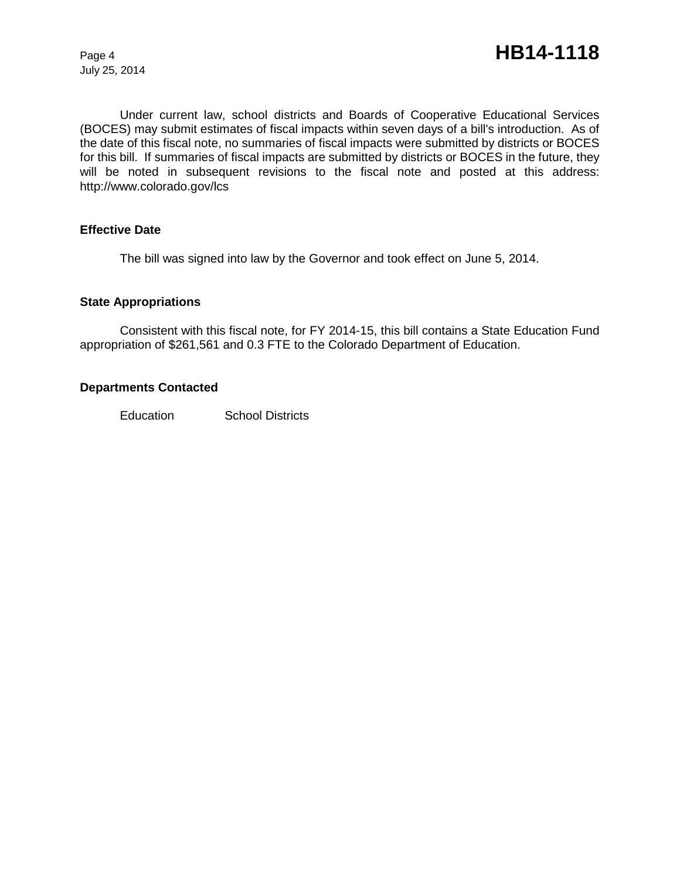Under current law, school districts and Boards of Cooperative Educational Services (BOCES) may submit estimates of fiscal impacts within seven days of a bill's introduction. As of the date of this fiscal note, no summaries of fiscal impacts were submitted by districts or BOCES for this bill. If summaries of fiscal impacts are submitted by districts or BOCES in the future, they will be noted in subsequent revisions to the fiscal note and posted at this address: http://www.colorado.gov/lcs

**Effective Date**

The bill was signed into law by the Governor and took effect on June 5, 2014.

**State Appropriations**

Consistent with this fiscal note, for FY 2014-15, this bill contains a State Education Fund appropriation of $261,561 and 0.3 FTE to the Colorado Department of Education.

**Departments Contacted**

Education     School Districts